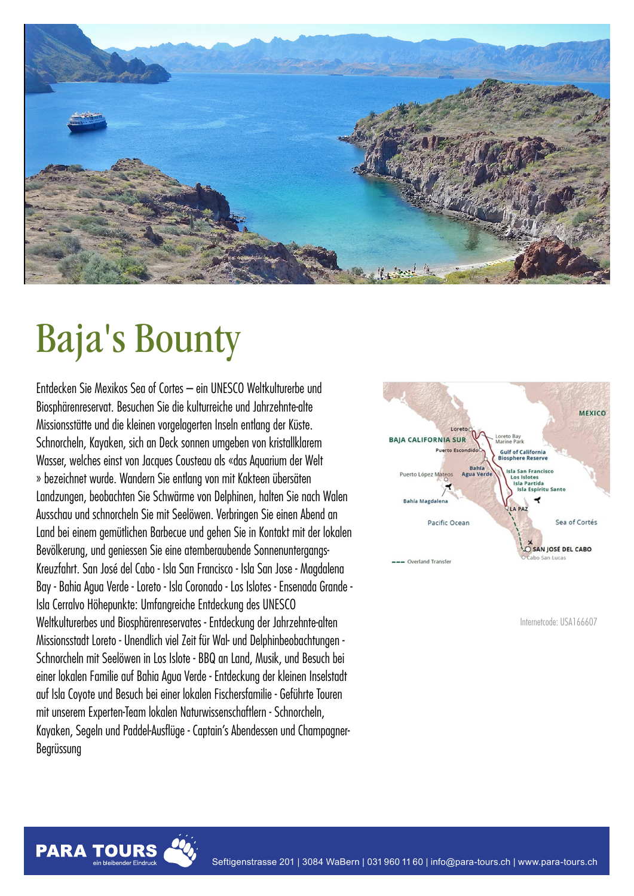# Baja's Bounty

Entdecken Sie Mexikos Sea of Cortes – ein UNESCO Weltkulturerbe und Biosphärenreservat. Besuchen Sie die kulturreiche und Jahrzehnte-alte Missionsstätte und die kleinen vorgelagerten Inseln entlang der Küste. Schnorcheln, Kayaken, sich an Deck sonnen umgeben von kristallklarem Wasser, welches einst von Jacques Cousteau als «das Aquarium der Welt » bezeichnet wurde. Wandern Sie entlang von mit Kakteen übersäten Landzungen, beobachten Sie Schwärme von Delphinen, halten Sie nach Walen Ausschau und schnorcheln Sie mit Seelöwen. Verbringen Sie einen Abend an Land bei einem gemütlichen Barbecue und gehen Sie in Kontakt mit der lokalen Bevölkerung, und geniessen Sie eine atemberaubende Sonnenuntergangs-Kreuzfahrt. San José del Cabo - Isla San Francisco - Isla San Jose - Magdalena Bay - Bahia Agua Verde - Loreto - Isla Coronado - Los Islotes - Ensenada Grande - Isla Cerralvo Höhepunkte: Umfangreiche Entdeckung des UNESCO Weltkulturerbes und Biosphärenreservates - Entdeckung der Jahrzehnte-alten Missionsstadt Loreto - Unendlich viel Zeit für Wal- und Delphinbeobachtungen - Schnorcheln mit Seelöwen in Los Islote - BBQ an Land, Musik, und Besuch bei einer lokalen Familie auf Bahia Agua Verde - Entdeckung der kleinen Inselstadt auf Isla Coyote und Besuch bei einer lokalen Fischersfamilie - Geführte Touren mit unserem Experten-Team lokalen Naturwissenschaftlern - Schnorcheln, Kayaken, Segeln und Paddel-Ausflüge - Captain's Abendessen und Champagner-Begrüssung

Internetcode: USA166607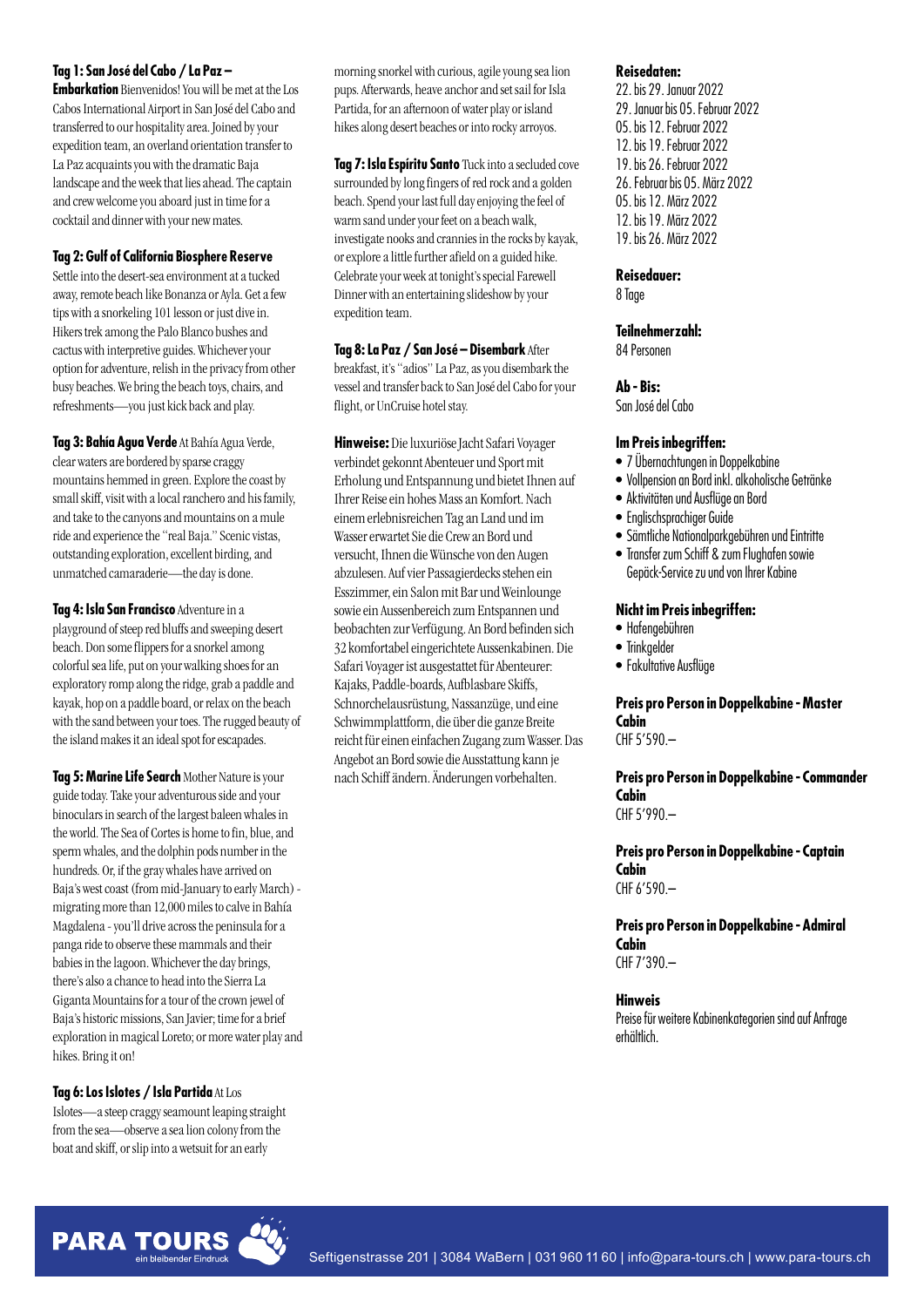**Tag 1: San José del Cabo / La Paz – Embarkation** Bienvenidos! You will be met at the Los Cabos International Airport in San José del Cabo and transferred to our hospitality area. Joined by your expedition team, an overland orientation transfer to La Paz acquaints you with the dramatic Baja landscape and the week that lies ahead. The captain and crew welcome you aboard just in time for a cocktail and dinner with your new mates.

**Tag 2: Gulf of California Biosphere Reserve** Settle into the desert-sea environment at a tucked away, remote beach like Bonanza or Ayla. Get a few tips with a snorkeling 101 lesson or just dive in. Hikers trek among the Palo Blanco bushes and cactus with interpretive guides. Whichever your option for adventure, relish in the privacy from other busy beaches. We bring the beach toys, chairs, and refreshments—you just kick back and play.

**Tag 3: Bahía Agua Verde** At Bahía Agua Verde, clear waters are bordered by sparse craggy mountains hemmed in green. Explore the coast by small skiff, visit with a local ranchero and his family, and take to the canyons and mountains on a mule ride and experience the "real Baja." Scenic vistas, outstanding exploration, excellent birding, and unmatched camaraderie—the day is done.

**Tag 4: Isla San Francisco** Adventure in a playground of steep red bluffs and sweeping desert beach. Don some flippers for a snorkel among colorful sea life, put on your walking shoes for an exploratory romp along the ridge, grab a paddle and kayak, hop on a paddle board, or relax on the beach with the sand between your toes. The rugged beauty of the island makes it an ideal spot for escapades.

**Tag 5: Marine Life Search** Mother Nature is your guide today. Take your adventurous side and your binoculars in search of the largest baleen whales in the world. The Sea of Cortes is home to fin, blue, and sperm whales, and the dolphin pods number in the hundreds. Or, if the gray whales have arrived on Baja's west coast (from mid-January to early March) - migrating more than 12,000 miles to calve in Bahía Magdalena - you'll drive across the peninsula for a panga ride to observe these mammals and their babies in the lagoon. Whichever the day brings, there's also a chance to head into the Sierra La Giganta Mountains for a tour of the crown jewel of Baja's historic missions, San Javier; time for a brief exploration in magical Loreto; or more water play and hikes. Bring it on!

**Tag 6: Los Islotes / Isla Partida** At Los Islotes—a steep craggy seamount leaping straight from the sea—observe a sea lion colony from the boat and skiff, or slip into a wetsuit for an early morning snorkel with curious, agile young sea lion pups. Afterwards, heave anchor and set sail for Isla Partida, for an afternoon of water play or island hikes along desert beaches or into rocky arroyos.

**Tag 7: Isla Espíritu Santo** Tuck into a secluded cove surrounded by long fingers of red rock and a golden beach. Spend your last full day enjoying the feel of warm sand under your feet on a beach walk, investigate nooks and crannies in the rocks by kayak, or explore a little further afield on a guided hike. Celebrate your week at tonight's special Farewell Dinner with an entertaining slideshow by your expedition team.

**Tag 8: La Paz / San José – Disembark** After breakfast, it's "adios" La Paz, as you disembark the vessel and transfer back to San José del Cabo for your flight, or UnCruise hotel stay.

**Hinweise:** Die luxuriöse Jacht Safari Voyager verbindet gekonnt Abenteuer und Sport mit Erholung und Entspannung und bietet Ihnen auf Ihrer Reise ein hohes Mass an Komfort. Nach einem erlebnisreichen Tag an Land und im Wasser erwartet Sie die Crew an Bord und versucht, Ihnen die Wünsche von den Augen abzulesen. Auf vier Passagierdecks stehen ein Esszimmer, ein Salon mit Bar und Weinlounge sowie ein Aussenbereich zum Entspannen und beobachten zur Verfügung. An Bord befinden sich 32 komfortabel eingerichtete Aussenkabinen. Die Safari Voyager ist ausgestattet für Abenteurer: Kajaks, Paddle-boards, Aufblasbare Skiffs, Schnorchelausrüstung, Nassanzüge, und eine Schwimmplattform, die über die ganze Breite reicht für einen einfachen Zugang zum Wasser. Das Angebot an Bord sowie die Ausstattung kann je nach Schiff ändern. Änderungen vorbehalten.

**Reisedaten:**
22. bis 29. Januar 2022
29. Januar bis 05. Februar 2022
05. bis 12. Februar 2022
12. bis 19. Februar 2022
19. bis 26. Februar 2022
26. Februar bis 05. März 2022
05. bis 12. März 2022
12. bis 19. März 2022
19. bis 26. März 2022

**Reisedauer:**
8 Tage

**Teilnehmerzahl:**
84 Personen

**Ab - Bis:**
San José del Cabo

**Im Preis inbegriffen:**
- 7 Übernachtungen in Doppelkabine
- Vollpension an Bord inkl. alkoholische Getränke
- Aktivitäten und Ausflüge an Bord
- Englischsprachiger Guide
- Sämtliche Nationalparkgebühren und Eintritte
- Transfer zum Schiff & zum Flughafen sowie Gepäck-Service zu und von Ihrer Kabine

**Nicht im Preis inbegriffen:**
- Hafengebühren
- Trinkgelder
- Fakultative Ausflüge

**Preis pro Person in Doppelkabine - Master Cabin**
CHF 5'590.–

**Preis pro Person in Doppelkabine - Commander Cabin**
CHF 5'990.–

**Preis pro Person in Doppelkabine - Captain Cabin**
CHF 6'590.–

**Preis pro Person in Doppelkabine - Admiral Cabin**
CHF 7'390.–

**Hinweis**
Preise für weitere Kabinenkategorien sind auf Anfrage erhältlich.

PARA TOURS – ein bleibender Eindruck
Seftigenstrasse 201 | 3084 WaBern | 031 960 11 60 | info@para-tours.ch | www.para-tours.ch